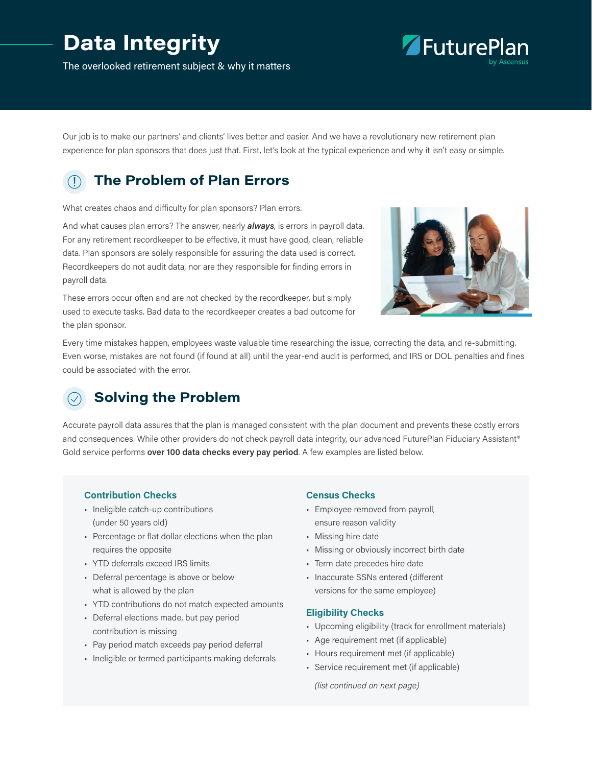# Data Integrity

The overlooked retirement subject & why it matters

FuturePlan by Ascensus

Our job is to make our partners' and clients' lives better and easier. And we have a revolutionary new retirement plan experience for plan sponsors that does just that. First, let's look at the typical experience and why it isn't easy or simple.

## The Problem of Plan Errors

What creates chaos and difficulty for plan sponsors? Plan errors.

And what causes plan errors? The answer, nearly ***always***, is errors in payroll data. For any retirement recordkeeper to be effective, it must have good, clean, reliable data. Plan sponsors are solely responsible for assuring the data used is correct. Recordkeepers do not audit data, nor are they responsible for finding errors in payroll data.

These errors occur often and are not checked by the recordkeeper, but simply used to execute tasks. Bad data to the recordkeeper creates a bad outcome for the plan sponsor.

Every time mistakes happen, employees waste valuable time researching the issue, correcting the data, and re-submitting. Even worse, mistakes are not found (if found at all) until the year-end audit is performed, and IRS or DOL penalties and fines could be associated with the error.

## Solving the Problem

Accurate payroll data assures that the plan is managed consistent with the plan document and prevents these costly errors and consequences. While other providers do not check payroll data integrity, our advanced FuturePlan Fiduciary Assistant® Gold service performs **over 100 data checks every pay period**. A few examples are listed below.

### Contribution Checks

- Ineligible catch-up contributions (under 50 years old)
- Percentage or flat dollar elections when the plan requires the opposite
- YTD deferrals exceed IRS limits
- Deferral percentage is above or below what is allowed by the plan
- YTD contributions do not match expected amounts
- Deferral elections made, but pay period contribution is missing
- Pay period match exceeds pay period deferral
- Ineligible or termed participants making deferrals

### Census Checks

- Employee removed from payroll, ensure reason validity
- Missing hire date
- Missing or obviously incorrect birth date
- Term date precedes hire date
- Inaccurate SSNs entered (different versions for the same employee)

### Eligibility Checks

- Upcoming eligibility (track for enrollment materials)
- Age requirement met (if applicable)
- Hours requirement met (if applicable)
- Service requirement met (if applicable)

*(list continued on next page)*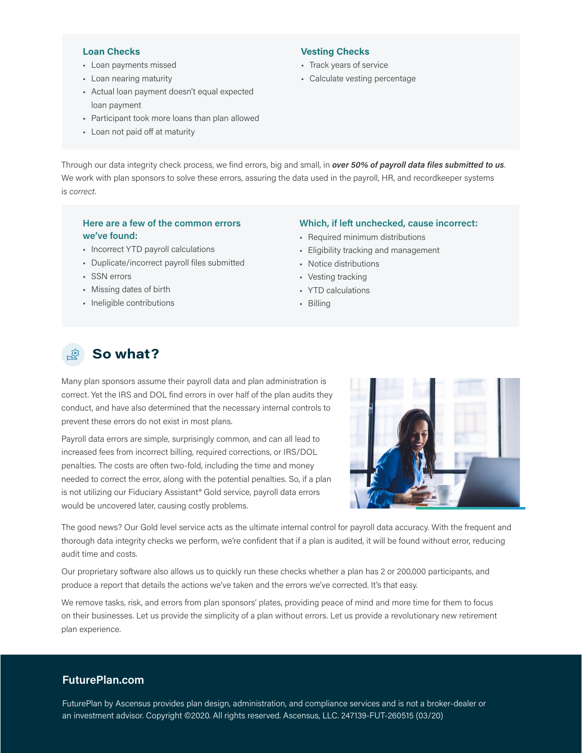### Loan Checks

- Loan payments missed
- Loan nearing maturity
- Actual loan payment doesn't equal expected loan payment
- Participant took more loans than plan allowed
- Loan not paid off at maturity

### Vesting Checks

- Track years of service
- Calculate vesting percentage

Through our data integrity check process, we find errors, big and small, in ***over 50% of payroll data files submitted to us***. We work with plan sponsors to solve these errors, assuring the data used in the payroll, HR, and recordkeeper systems is *correct*.

### Here are a few of the common errors we've found:

- Incorrect YTD payroll calculations
- Duplicate/incorrect payroll files submitted
- SSN errors
- Missing dates of birth
- Ineligible contributions

### Which, if left unchecked, cause incorrect:

- Required minimum distributions
- Eligibility tracking and management
- Notice distributions
- Vesting tracking
- YTD calculations
- Billing

## So what?

Many plan sponsors assume their payroll data and plan administration is correct. Yet the IRS and DOL find errors in over half of the plan audits they conduct, and have also determined that the necessary internal controls to prevent these errors do not exist in most plans.

Payroll data errors are simple, surprisingly common, and can all lead to increased fees from incorrect billing, required corrections, or IRS/DOL penalties. The costs are often two-fold, including the time and money needed to correct the error, along with the potential penalties. So, if a plan is not utilizing our Fiduciary Assistant® Gold service, payroll data errors would be uncovered later, causing costly problems.

The good news? Our Gold level service acts as the ultimate internal control for payroll data accuracy. With the frequent and thorough data integrity checks we perform, we're confident that if a plan is audited, it will be found without error, reducing audit time and costs.

Our proprietary software also allows us to quickly run these checks whether a plan has 2 or 200,000 participants, and produce a report that details the actions we've taken and the errors we've corrected. It's that easy.

We remove tasks, risk, and errors from plan sponsors' plates, providing peace of mind and more time for them to focus on their businesses. Let us provide the simplicity of a plan without errors. Let us provide a revolutionary new retirement plan experience.

**FuturePlan.com**

FuturePlan by Ascensus provides plan design, administration, and compliance services and is not a broker-dealer or an investment advisor. Copyright ©2020. All rights reserved. Ascensus, LLC. 247139-FUT-260515 (03/20)